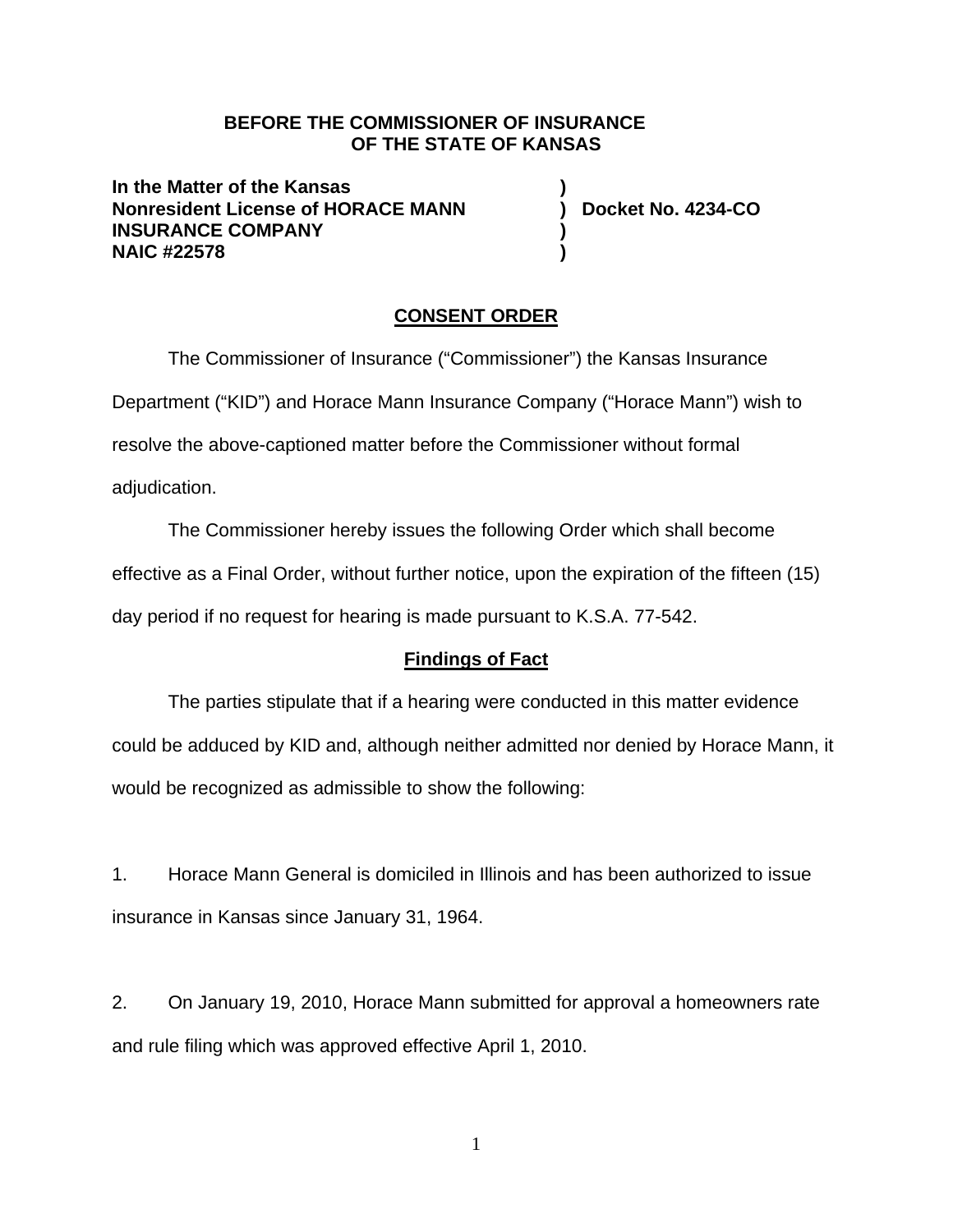**BEFORE THE COMMISSIONER OF INSURANCE**
**OF THE STATE OF KANSAS**

**In the Matter of the Kansas** )
**Nonresident License of HORACE MANN** ) **Docket No. 4234-CO**
**INSURANCE COMPANY** )
**NAIC #22578** )

## CONSENT ORDER

The Commissioner of Insurance ("Commissioner") the Kansas Insurance Department ("KID") and Horace Mann Insurance Company ("Horace Mann") wish to resolve the above-captioned matter before the Commissioner without formal adjudication.

The Commissioner hereby issues the following Order which shall become effective as a Final Order, without further notice, upon the expiration of the fifteen (15) day period if no request for hearing is made pursuant to K.S.A. 77-542.

### Findings of Fact

The parties stipulate that if a hearing were conducted in this matter evidence could be adduced by KID and, although neither admitted nor denied by Horace Mann, it would be recognized as admissible to show the following:

1. Horace Mann General is domiciled in Illinois and has been authorized to issue insurance in Kansas since January 31, 1964.

2. On January 19, 2010, Horace Mann submitted for approval a homeowners rate and rule filing which was approved effective April 1, 2010.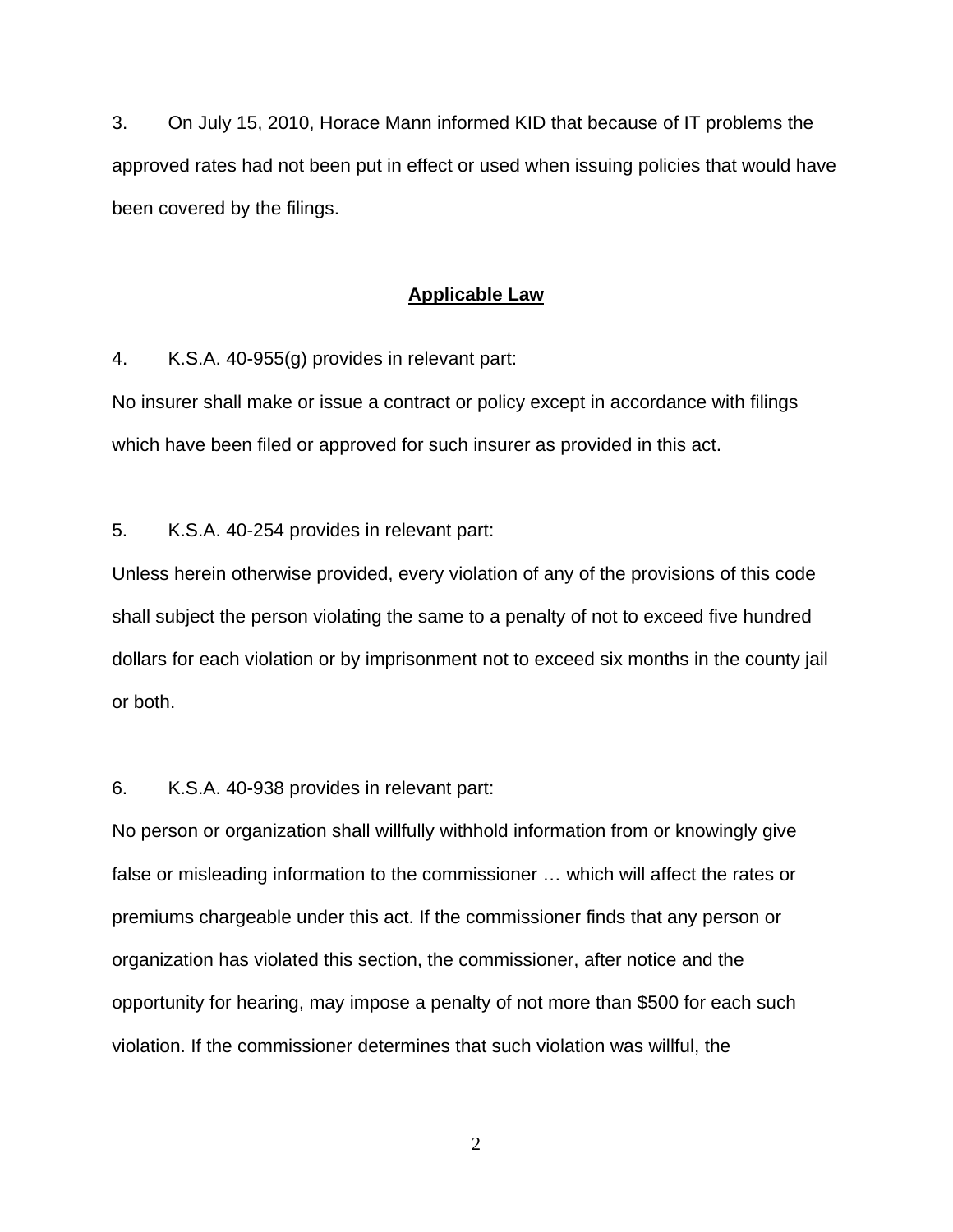3. On July 15, 2010, Horace Mann informed KID that because of IT problems the approved rates had not been put in effect or used when issuing policies that would have been covered by the filings.

## **Applicable Law**

4. K.S.A. 40-955(g) provides in relevant part:

No insurer shall make or issue a contract or policy except in accordance with filings which have been filed or approved for such insurer as provided in this act.

5. K.S.A. 40-254 provides in relevant part:

Unless herein otherwise provided, every violation of any of the provisions of this code shall subject the person violating the same to a penalty of not to exceed five hundred dollars for each violation or by imprisonment not to exceed six months in the county jail or both.

6. K.S.A. 40-938 provides in relevant part:

No person or organization shall willfully withhold information from or knowingly give false or misleading information to the commissioner … which will affect the rates or premiums chargeable under this act. If the commissioner finds that any person or organization has violated this section, the commissioner, after notice and the opportunity for hearing, may impose a penalty of not more than $500 for each such violation. If the commissioner determines that such violation was willful, the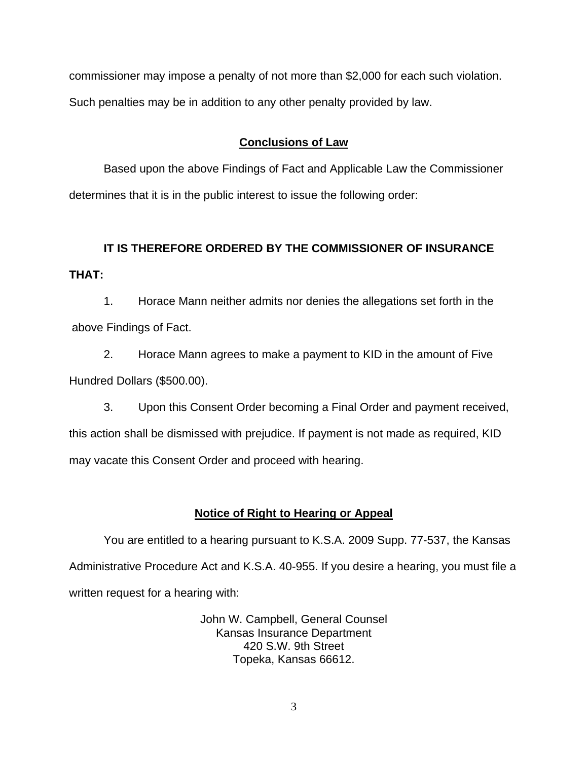commissioner may impose a penalty of not more than $2,000 for each such violation. Such penalties may be in addition to any other penalty provided by law.

## Conclusions of Law

Based upon the above Findings of Fact and Applicable Law the Commissioner determines that it is in the public interest to issue the following order:

**IT IS THEREFORE ORDERED BY THE COMMISSIONER OF INSURANCE THAT:**

1. Horace Mann neither admits nor denies the allegations set forth in the above Findings of Fact.

2. Horace Mann agrees to make a payment to KID in the amount of Five Hundred Dollars ($500.00).

3. Upon this Consent Order becoming a Final Order and payment received, this action shall be dismissed with prejudice. If payment is not made as required, KID may vacate this Consent Order and proceed with hearing.

## Notice of Right to Hearing or Appeal

You are entitled to a hearing pursuant to K.S.A. 2009 Supp. 77-537, the Kansas Administrative Procedure Act and K.S.A. 40-955. If you desire a hearing, you must file a written request for a hearing with:

John W. Campbell, General Counsel
Kansas Insurance Department
420 S.W. 9th Street
Topeka, Kansas 66612.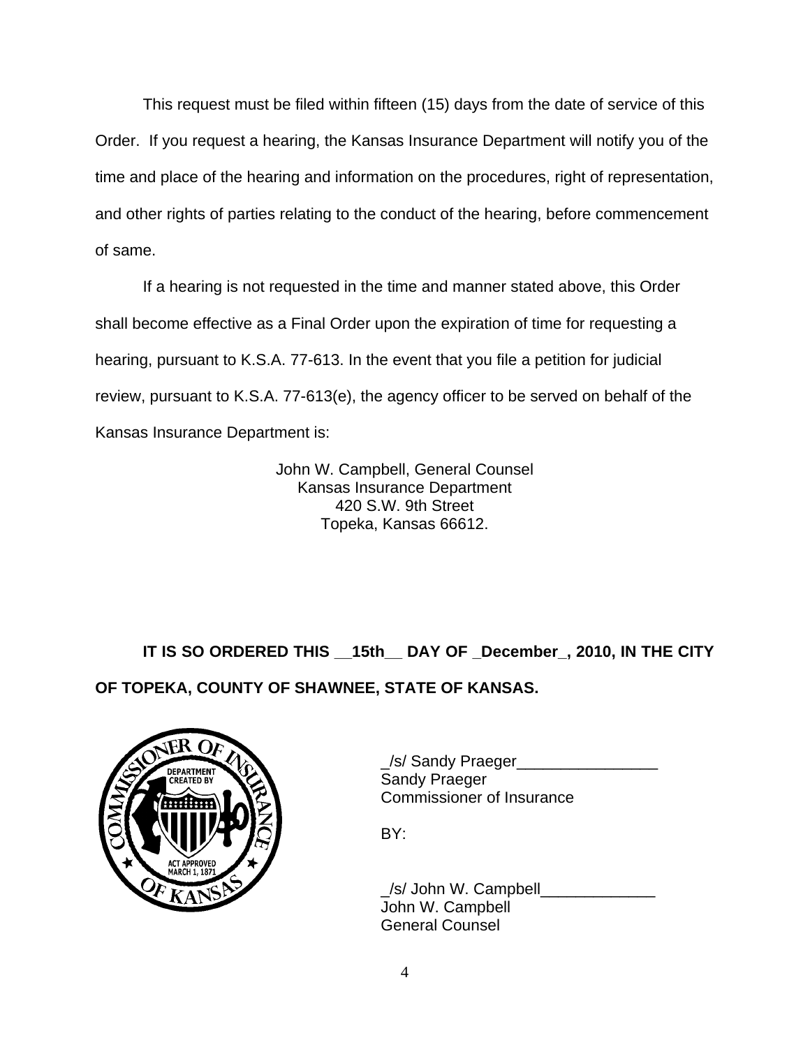This request must be filed within fifteen (15) days from the date of service of this Order. If you request a hearing, the Kansas Insurance Department will notify you of the time and place of the hearing and information on the procedures, right of representation, and other rights of parties relating to the conduct of the hearing, before commencement of same.

If a hearing is not requested in the time and manner stated above, this Order shall become effective as a Final Order upon the expiration of time for requesting a hearing, pursuant to K.S.A. 77-613. In the event that you file a petition for judicial review, pursuant to K.S.A. 77-613(e), the agency officer to be served on behalf of the Kansas Insurance Department is:

John W. Campbell, General Counsel
Kansas Insurance Department
420 S.W. 9th Street
Topeka, Kansas 66612.

**IT IS SO ORDERED THIS __15th__ DAY OF _December_, 2010, IN THE CITY OF TOPEKA, COUNTY OF SHAWNEE, STATE OF KANSAS.**

_/s/ Sandy Praeger________________
Sandy Praeger
Commissioner of Insurance

BY:

_/s/ John W. Campbell_____________
John W. Campbell
General Counsel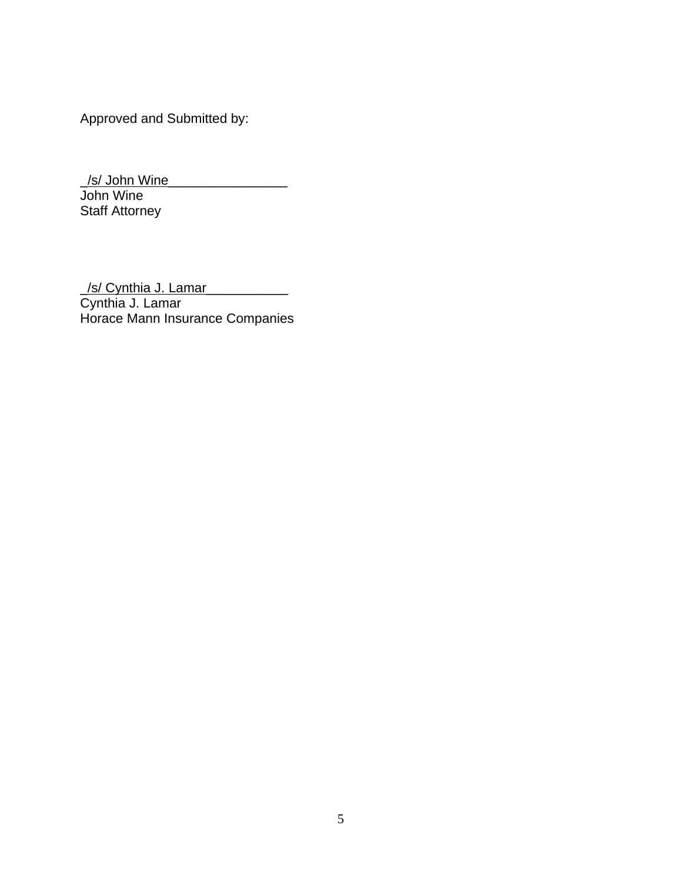Approved and Submitted by:

_/s/ John Wine________________
John Wine
Staff Attorney

_/s/ Cynthia J. Lamar___________
Cynthia J. Lamar
Horace Mann Insurance Companies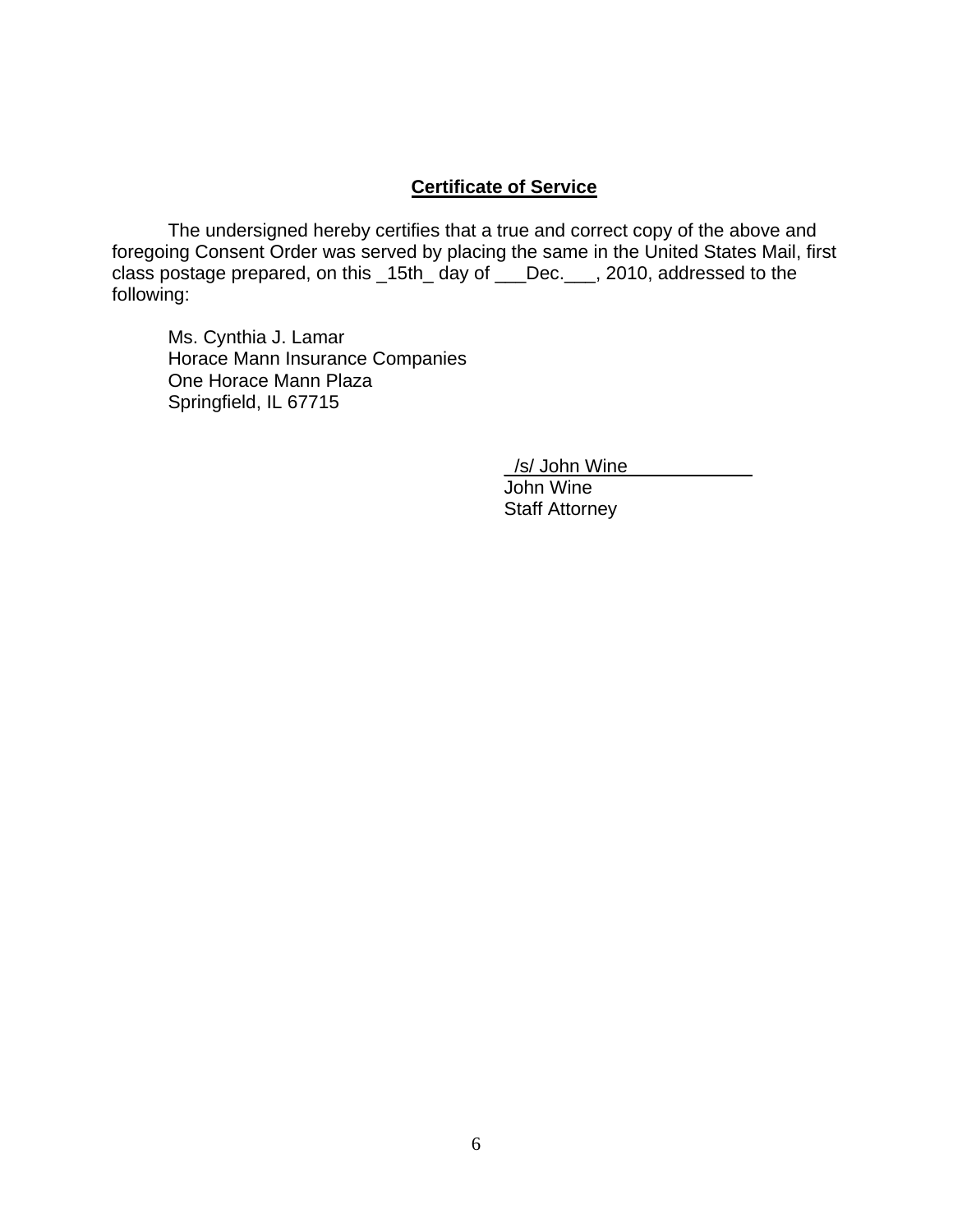**Certificate of Service**

The undersigned hereby certifies that a true and correct copy of the above and foregoing Consent Order was served by placing the same in the United States Mail, first class postage prepared, on this _15th_ day of ___Dec.___, 2010, addressed to the following:

Ms. Cynthia J. Lamar
Horace Mann Insurance Companies
One Horace Mann Plaza
Springfield, IL 67715

_/s/ John Wine____________
John Wine
Staff Attorney